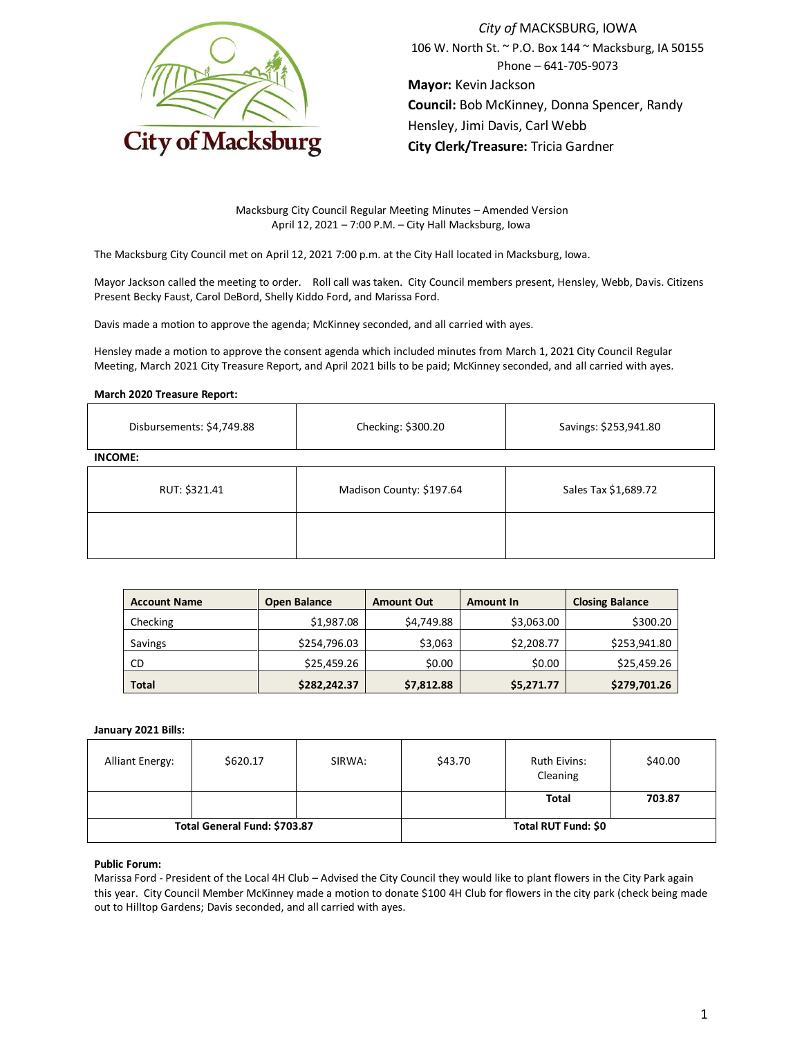City of MACKSBURG, IOWA
106 W. North St. ~ P.O. Box 144 ~ Macksburg, IA 50155
Phone – 641-705-9073
**Mayor:** Kevin Jackson
**Council:** Bob McKinney, Donna Spencer, Randy Hensley, Jimi Davis, Carl Webb
**City Clerk/Treasure:** Tricia Gardner

Macksburg City Council Regular Meeting Minutes – Amended Version
April 12, 2021 – 7:00 P.M. – City Hall Macksburg, Iowa

The Macksburg City Council met on April 12, 2021 7:00 p.m. at the City Hall located in Macksburg, Iowa.

Mayor Jackson called the meeting to order. Roll call was taken. City Council members present, Hensley, Webb, Davis. Citizens Present Becky Faust, Carol DeBord, Shelly Kiddo Ford, and Marissa Ford.

Davis made a motion to approve the agenda; McKinney seconded, and all carried with ayes.

Hensley made a motion to approve the consent agenda which included minutes from March 1, 2021 City Council Regular Meeting, March 2021 City Treasure Report, and April 2021 bills to be paid; McKinney seconded, and all carried with ayes.

**March 2020 Treasure Report:**

| Disbursements: $4,749.88 | Checking: $300.20 | Savings: $253,941.80 |
|---|---|---|

**INCOME:**

| RUT: $321.41 | Madison County: $197.64 | Sales Tax $1,689.72 |
|---|---|---|
| | | |

| Account Name | Open Balance | Amount Out | Amount In | Closing Balance |
|---|---|---|---|---|
| Checking | $1,987.08 | $4,749.88 | $3,063.00 | $300.20 |
| Savings | $254,796.03 | $3,063 | $2,208.77 | $253,941.80 |
| CD | $25,459.26 | $0.00 | $0.00 | $25,459.26 |
| **Total** | **$282,242.37** | **$7,812.88** | **$5,271.77** | **$279,701.26** |

**January 2021 Bills:**

| Alliant Energy: | $620.17 | SIRWA: | $43.70 | Ruth Eivins: Cleaning | $40.00 |
|---|---|---|---|---|---|
| | | | | **Total** | **703.87** |
| **Total General Fund: $703.87** | | | **Total RUT Fund: $0** | | |

**Public Forum:**
Marissa Ford - President of the Local 4H Club – Advised the City Council they would like to plant flowers in the City Park again this year. City Council Member McKinney made a motion to donate $100 4H Club for flowers in the city park (check being made out to Hilltop Gardens; Davis seconded, and all carried with ayes.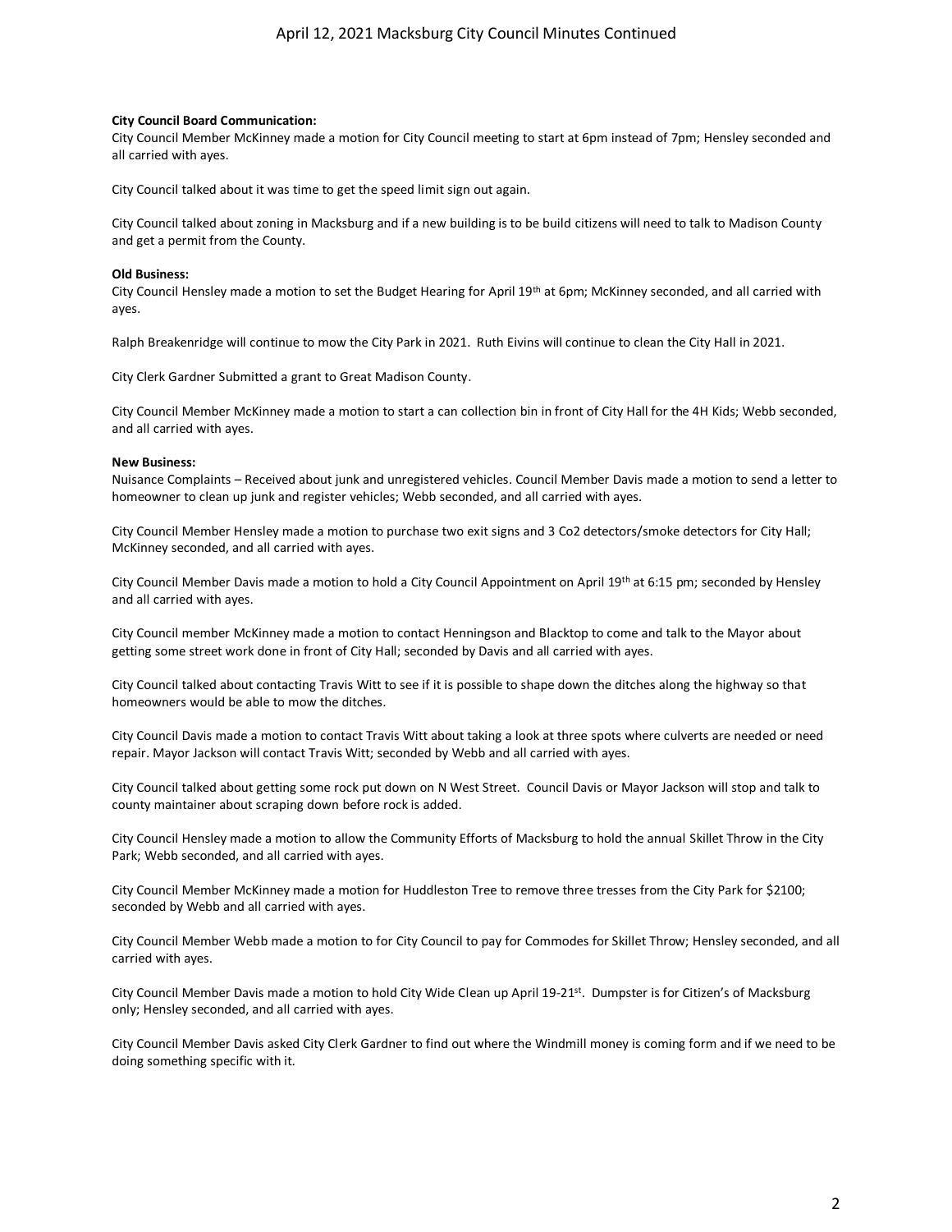**City Council Board Communication:**
City Council Member McKinney made a motion for City Council meeting to start at 6pm instead of 7pm; Hensley seconded and all carried with ayes.

City Council talked about it was time to get the speed limit sign out again.

City Council talked about zoning in Macksburg and if a new building is to be build citizens will need to talk to Madison County and get a permit from the County.

**Old Business:**
City Council Hensley made a motion to set the Budget Hearing for April 19th at 6pm; McKinney seconded, and all carried with ayes.

Ralph Breakenridge will continue to mow the City Park in 2021. Ruth Eivins will continue to clean the City Hall in 2021.

City Clerk Gardner Submitted a grant to Great Madison County.

City Council Member McKinney made a motion to start a can collection bin in front of City Hall for the 4H Kids; Webb seconded, and all carried with ayes.

**New Business:**
Nuisance Complaints – Received about junk and unregistered vehicles. Council Member Davis made a motion to send a letter to homeowner to clean up junk and register vehicles; Webb seconded, and all carried with ayes.

City Council Member Hensley made a motion to purchase two exit signs and 3 Co2 detectors/smoke detectors for City Hall; McKinney seconded, and all carried with ayes.

City Council Member Davis made a motion to hold a City Council Appointment on April 19th at 6:15 pm; seconded by Hensley and all carried with ayes.

City Council member McKinney made a motion to contact Henningson and Blacktop to come and talk to the Mayor about getting some street work done in front of City Hall; seconded by Davis and all carried with ayes.

City Council talked about contacting Travis Witt to see if it is possible to shape down the ditches along the highway so that homeowners would be able to mow the ditches.

City Council Davis made a motion to contact Travis Witt about taking a look at three spots where culverts are needed or need repair. Mayor Jackson will contact Travis Witt; seconded by Webb and all carried with ayes.

City Council talked about getting some rock put down on N West Street. Council Davis or Mayor Jackson will stop and talk to county maintainer about scraping down before rock is added.

City Council Hensley made a motion to allow the Community Efforts of Macksburg to hold the annual Skillet Throw in the City Park; Webb seconded, and all carried with ayes.

City Council Member McKinney made a motion for Huddleston Tree to remove three tresses from the City Park for $2100; seconded by Webb and all carried with ayes.

City Council Member Webb made a motion to for City Council to pay for Commodes for Skillet Throw; Hensley seconded, and all carried with ayes.

City Council Member Davis made a motion to hold City Wide Clean up April 19-21st. Dumpster is for Citizen's of Macksburg only; Hensley seconded, and all carried with ayes.

City Council Member Davis asked City Clerk Gardner to find out where the Windmill money is coming form and if we need to be doing something specific with it.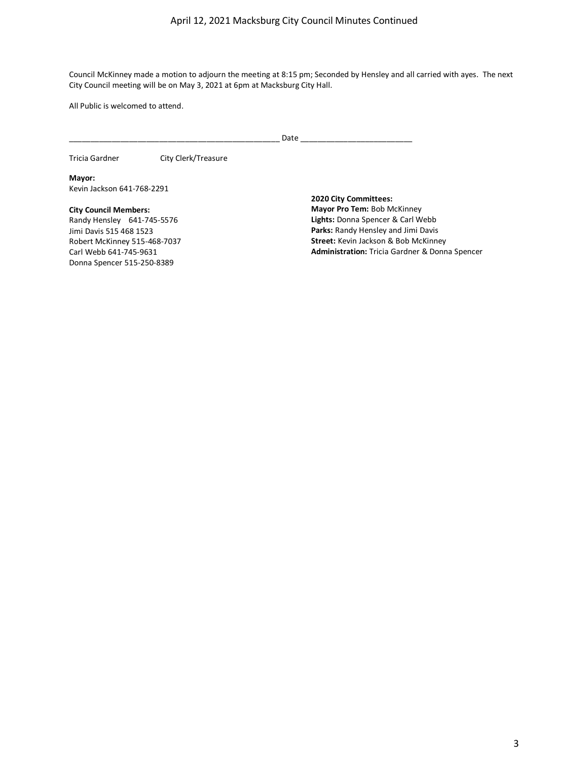Council McKinney made a motion to adjourn the meeting at 8:15 pm; Seconded by Hensley and all carried with ayes. The next City Council meeting will be on May 3, 2021 at 6pm at Macksburg City Hall.

All Public is welcomed to attend.

_______________________________________________ Date ________________________

Tricia Gardner City Clerk/Treasure

**Mayor:**
Kevin Jackson 641-768-2291

**City Council Members:**
Randy Hensley 641-745-5576
Jimi Davis 515 468 1523
Robert McKinney 515-468-7037
Carl Webb 641-745-9631
Donna Spencer 515-250-8389

**2020 City Committees:**
**Mayor Pro Tem:** Bob McKinney
**Lights:** Donna Spencer & Carl Webb
**Parks:** Randy Hensley and Jimi Davis
**Street:** Kevin Jackson & Bob McKinney
**Administration:** Tricia Gardner & Donna Spencer